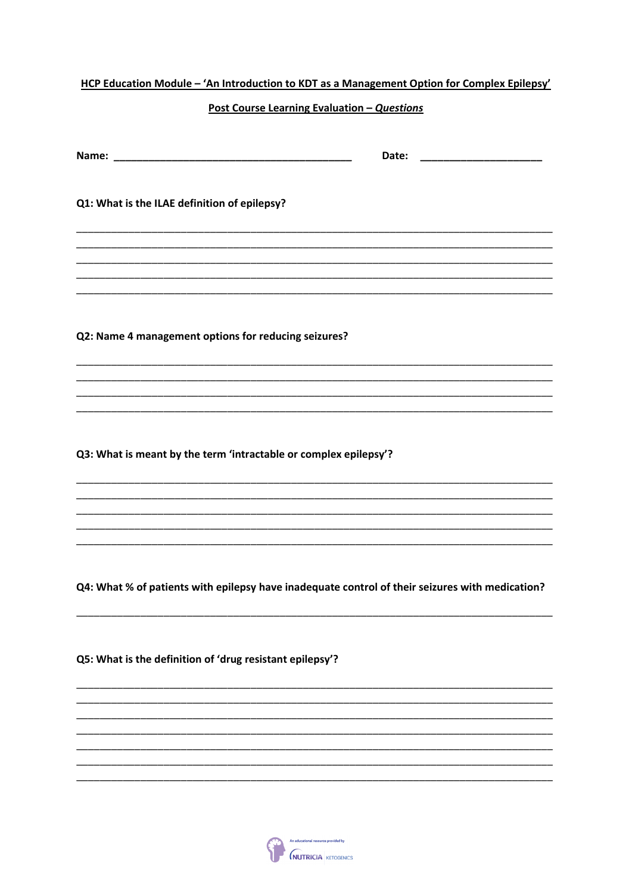**HCP Education Module – 'An Introduction to KDT as a Management Option for Complex Epilepsy'**

**Post Course Learning Evaluation – *Questions***

**Name:** ________________________________________ **Date:** ____________________

**Q1: What is the ILAE definition of epilepsy?**

______________________________________________________________________________

______________________________________________________________________________

______________________________________________________________________________

______________________________________________________________________________

______________________________________________________________________________

**Q2: Name 4 management options for reducing seizures?**

______________________________________________________________________________

______________________________________________________________________________

______________________________________________________________________________

______________________________________________________________________________

**Q3: What is meant by the term 'intractable or complex epilepsy'?**

______________________________________________________________________________

______________________________________________________________________________

______________________________________________________________________________

______________________________________________________________________________

______________________________________________________________________________

**Q4: What % of patients with epilepsy have inadequate control of their seizures with medication?**

______________________________________________________________________________

**Q5: What is the definition of 'drug resistant epilepsy'?**

______________________________________________________________________________

______________________________________________________________________________

______________________________________________________________________________

______________________________________________________________________________

______________________________________________________________________________

______________________________________________________________________________

______________________________________________________________________________

An educational resource provided by NUTRICIA KETOGENICS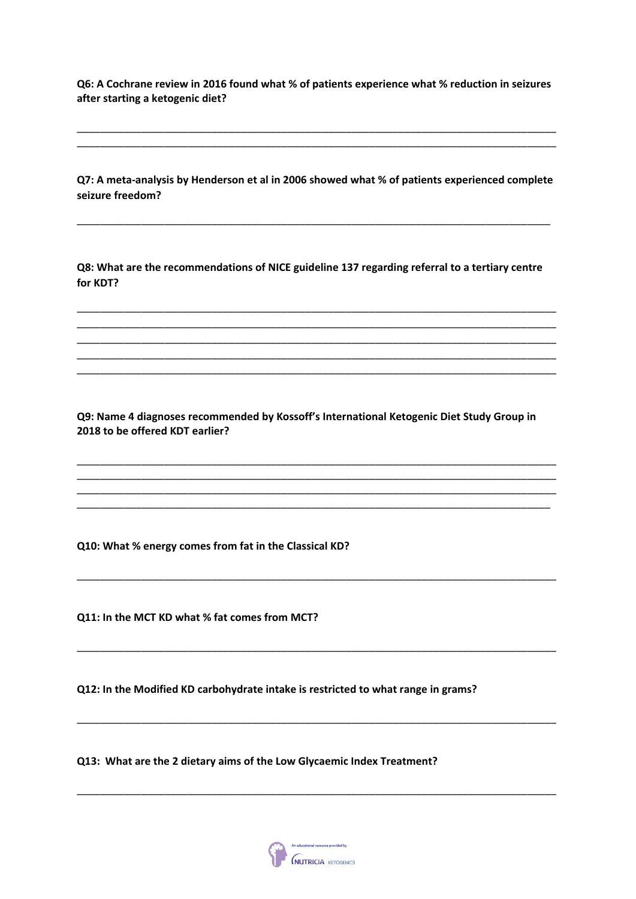**Q6: A Cochrane review in 2016 found what % of patients experience what % reduction in seizures after starting a ketogenic diet?**

______________________________________________________________________________________
______________________________________________________________________________________

**Q7: A meta-analysis by Henderson et al in 2006 showed what % of patients experienced complete seizure freedom?**

______________________________________________________________________________________

**Q8: What are the recommendations of NICE guideline 137 regarding referral to a tertiary centre for KDT?**

______________________________________________________________________________________
______________________________________________________________________________________
______________________________________________________________________________________
______________________________________________________________________________________
______________________________________________________________________________________

**Q9: Name 4 diagnoses recommended by Kossoff's International Ketogenic Diet Study Group in 2018 to be offered KDT earlier?**

______________________________________________________________________________________
______________________________________________________________________________________
______________________________________________________________________________________
______________________________________________________________________________________

**Q10: What % energy comes from fat in the Classical KD?**

______________________________________________________________________________________

**Q11: In the MCT KD what % fat comes from MCT?**

______________________________________________________________________________________

**Q12: In the Modified KD carbohydrate intake is restricted to what range in grams?**

______________________________________________________________________________________

**Q13: What are the 2 dietary aims of the Low Glycaemic Index Treatment?**

______________________________________________________________________________________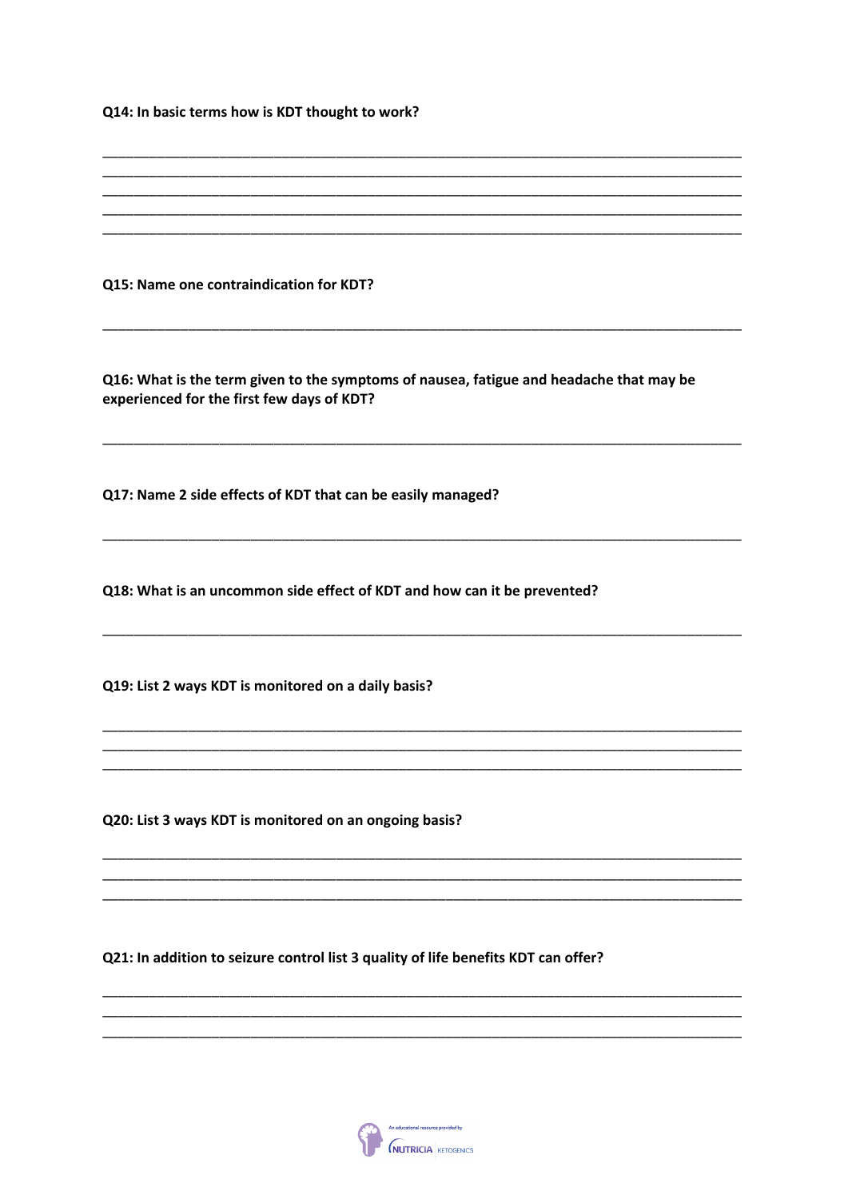**Q14: In basic terms how is KDT thought to work?**

___________________________________________________________________________________
___________________________________________________________________________________
___________________________________________________________________________________
___________________________________________________________________________________
___________________________________________________________________________________

**Q15: Name one contraindication for KDT?**

___________________________________________________________________________________

**Q16: What is the term given to the symptoms of nausea, fatigue and headache that may be experienced for the first few days of KDT?**

___________________________________________________________________________________

**Q17: Name 2 side effects of KDT that can be easily managed?**

___________________________________________________________________________________

**Q18: What is an uncommon side effect of KDT and how can it be prevented?**

___________________________________________________________________________________

**Q19: List 2 ways KDT is monitored on a daily basis?**

___________________________________________________________________________________
___________________________________________________________________________________
___________________________________________________________________________________

**Q20: List 3 ways KDT is monitored on an ongoing basis?**

___________________________________________________________________________________
___________________________________________________________________________________
___________________________________________________________________________________

**Q21: In addition to seizure control list 3 quality of life benefits KDT can offer?**

___________________________________________________________________________________
___________________________________________________________________________________
___________________________________________________________________________________

An educational resource provided by NUTRICIA KETOGENICS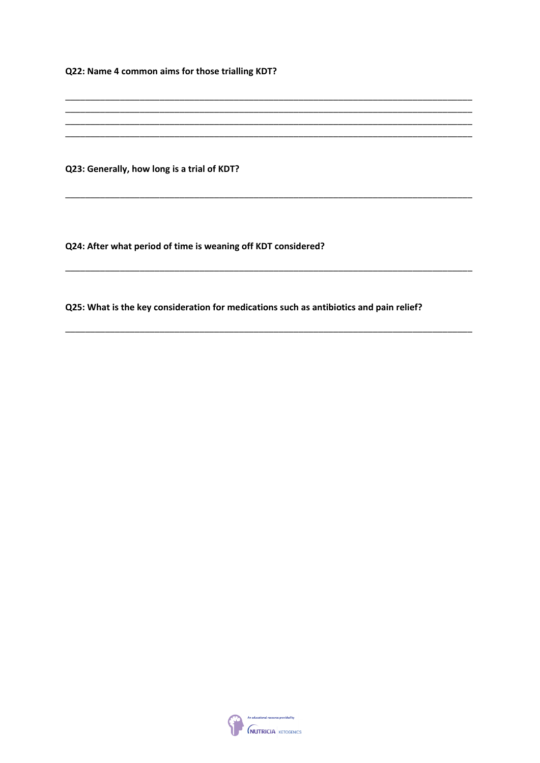**Q22: Name 4 common aims for those trialling KDT?**

\_\_\_\_\_\_\_\_\_\_\_\_\_\_\_\_\_\_\_\_\_\_\_\_\_\_\_\_\_\_\_\_\_\_\_\_\_\_\_\_\_\_\_\_\_\_\_\_\_\_\_\_\_\_\_\_\_\_\_\_\_\_\_\_\_\_\_\_\_\_\_\_\_\_\_\_\_\_\_\_\_\_\_\_\_\_

\_\_\_\_\_\_\_\_\_\_\_\_\_\_\_\_\_\_\_\_\_\_\_\_\_\_\_\_\_\_\_\_\_\_\_\_\_\_\_\_\_\_\_\_\_\_\_\_\_\_\_\_\_\_\_\_\_\_\_\_\_\_\_\_\_\_\_\_\_\_\_\_\_\_\_\_\_\_\_\_\_\_\_\_\_\_

\_\_\_\_\_\_\_\_\_\_\_\_\_\_\_\_\_\_\_\_\_\_\_\_\_\_\_\_\_\_\_\_\_\_\_\_\_\_\_\_\_\_\_\_\_\_\_\_\_\_\_\_\_\_\_\_\_\_\_\_\_\_\_\_\_\_\_\_\_\_\_\_\_\_\_\_\_\_\_\_\_\_\_\_\_\_

\_\_\_\_\_\_\_\_\_\_\_\_\_\_\_\_\_\_\_\_\_\_\_\_\_\_\_\_\_\_\_\_\_\_\_\_\_\_\_\_\_\_\_\_\_\_\_\_\_\_\_\_\_\_\_\_\_\_\_\_\_\_\_\_\_\_\_\_\_\_\_\_\_\_\_\_\_\_\_\_\_\_\_\_\_\_

**Q23: Generally, how long is a trial of KDT?**

\_\_\_\_\_\_\_\_\_\_\_\_\_\_\_\_\_\_\_\_\_\_\_\_\_\_\_\_\_\_\_\_\_\_\_\_\_\_\_\_\_\_\_\_\_\_\_\_\_\_\_\_\_\_\_\_\_\_\_\_\_\_\_\_\_\_\_\_\_\_\_\_\_\_\_\_\_\_\_\_\_\_\_\_\_\_

**Q24: After what period of time is weaning off KDT considered?**

\_\_\_\_\_\_\_\_\_\_\_\_\_\_\_\_\_\_\_\_\_\_\_\_\_\_\_\_\_\_\_\_\_\_\_\_\_\_\_\_\_\_\_\_\_\_\_\_\_\_\_\_\_\_\_\_\_\_\_\_\_\_\_\_\_\_\_\_\_\_\_\_\_\_\_\_\_\_\_\_\_\_\_\_\_\_

**Q25: What is the key consideration for medications such as antibiotics and pain relief?**

\_\_\_\_\_\_\_\_\_\_\_\_\_\_\_\_\_\_\_\_\_\_\_\_\_\_\_\_\_\_\_\_\_\_\_\_\_\_\_\_\_\_\_\_\_\_\_\_\_\_\_\_\_\_\_\_\_\_\_\_\_\_\_\_\_\_\_\_\_\_\_\_\_\_\_\_\_\_\_\_\_\_\_\_\_\_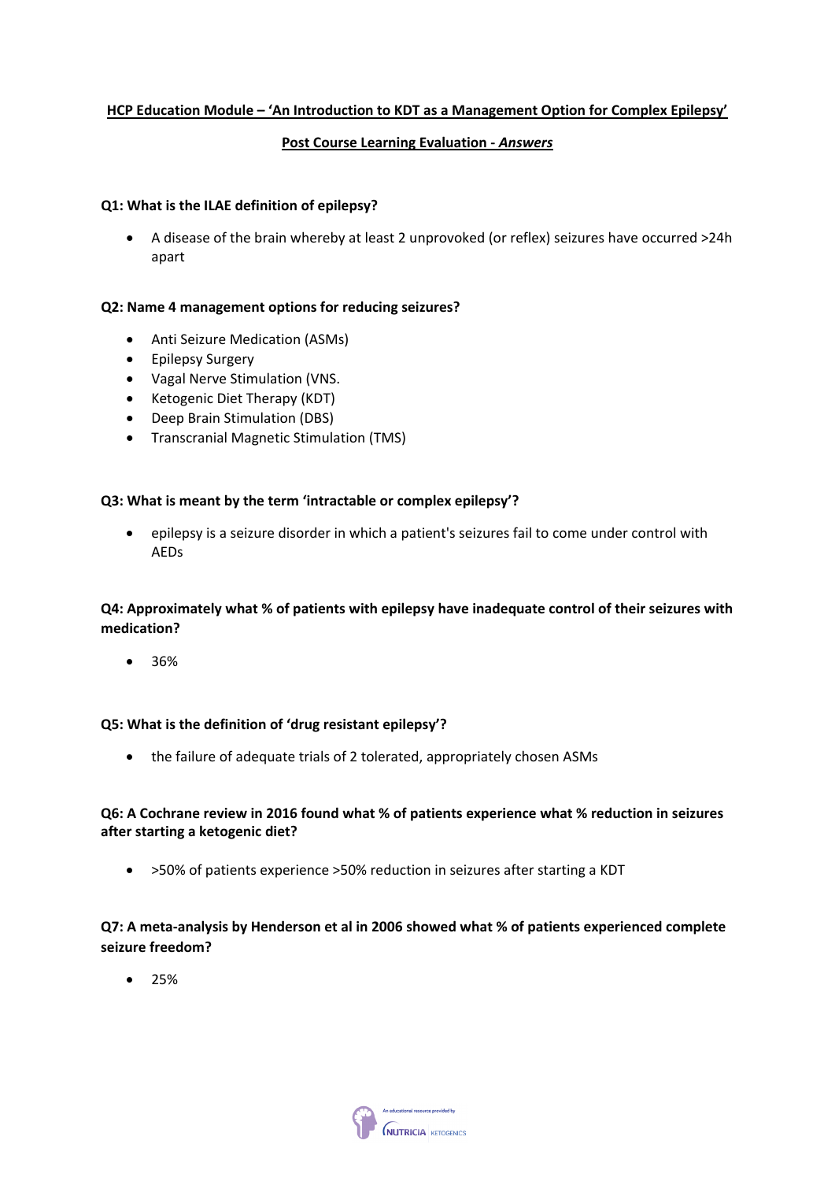**HCP Education Module – 'An Introduction to KDT as a Management Option for Complex Epilepsy'**

**Post Course Learning Evaluation - *Answers***

**Q1: What is the ILAE definition of epilepsy?**

- A disease of the brain whereby at least 2 unprovoked (or reflex) seizures have occurred >24h apart

**Q2: Name 4 management options for reducing seizures?**

- Anti Seizure Medication (ASMs)
- Epilepsy Surgery
- Vagal Nerve Stimulation (VNS.
- Ketogenic Diet Therapy (KDT)
- Deep Brain Stimulation (DBS)
- Transcranial Magnetic Stimulation (TMS)

**Q3: What is meant by the term 'intractable or complex epilepsy'?**

- epilepsy is a seizure disorder in which a patient's seizures fail to come under control with AEDs

**Q4: Approximately what % of patients with epilepsy have inadequate control of their seizures with medication?**

- 36%

**Q5: What is the definition of 'drug resistant epilepsy'?**

- the failure of adequate trials of 2 tolerated, appropriately chosen ASMs

**Q6: A Cochrane review in 2016 found what % of patients experience what % reduction in seizures after starting a ketogenic diet?**

- >50% of patients experience >50% reduction in seizures after starting a KDT

**Q7: A meta-analysis by Henderson et al in 2006 showed what % of patients experienced complete seizure freedom?**

- 25%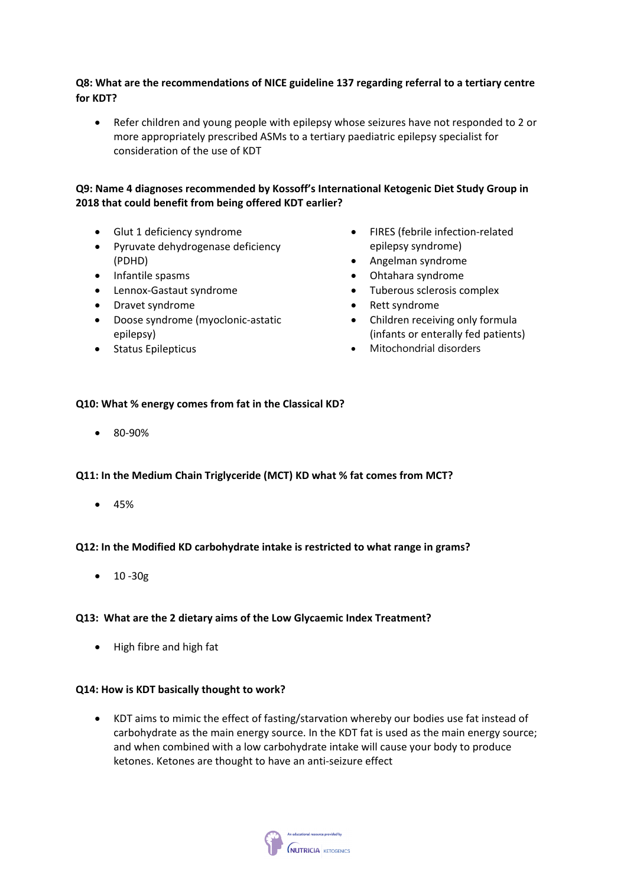**Q8: What are the recommendations of NICE guideline 137 regarding referral to a tertiary centre for KDT?**

- Refer children and young people with epilepsy whose seizures have not responded to 2 or more appropriately prescribed ASMs to a tertiary paediatric epilepsy specialist for consideration of the use of KDT

**Q9: Name 4 diagnoses recommended by Kossoff's International Ketogenic Diet Study Group in 2018 that could benefit from being offered KDT earlier?**

- Glut 1 deficiency syndrome
- Pyruvate dehydrogenase deficiency (PDHD)
- Infantile spasms
- Lennox-Gastaut syndrome
- Dravet syndrome
- Doose syndrome (myoclonic-astatic epilepsy)
- Status Epilepticus
- FIRES (febrile infection-related epilepsy syndrome)
- Angelman syndrome
- Ohtahara syndrome
- Tuberous sclerosis complex
- Rett syndrome
- Children receiving only formula (infants or enterally fed patients)
- Mitochondrial disorders

**Q10: What % energy comes from fat in the Classical KD?**

- 80-90%

**Q11: In the Medium Chain Triglyceride (MCT) KD what % fat comes from MCT?**

- 45%

**Q12: In the Modified KD carbohydrate intake is restricted to what range in grams?**

- 10 -30g

**Q13: What are the 2 dietary aims of the Low Glycaemic Index Treatment?**

- High fibre and high fat

**Q14: How is KDT basically thought to work?**

- KDT aims to mimic the effect of fasting/starvation whereby our bodies use fat instead of carbohydrate as the main energy source. In the KDT fat is used as the main energy source; and when combined with a low carbohydrate intake will cause your body to produce ketones. Ketones are thought to have an anti-seizure effect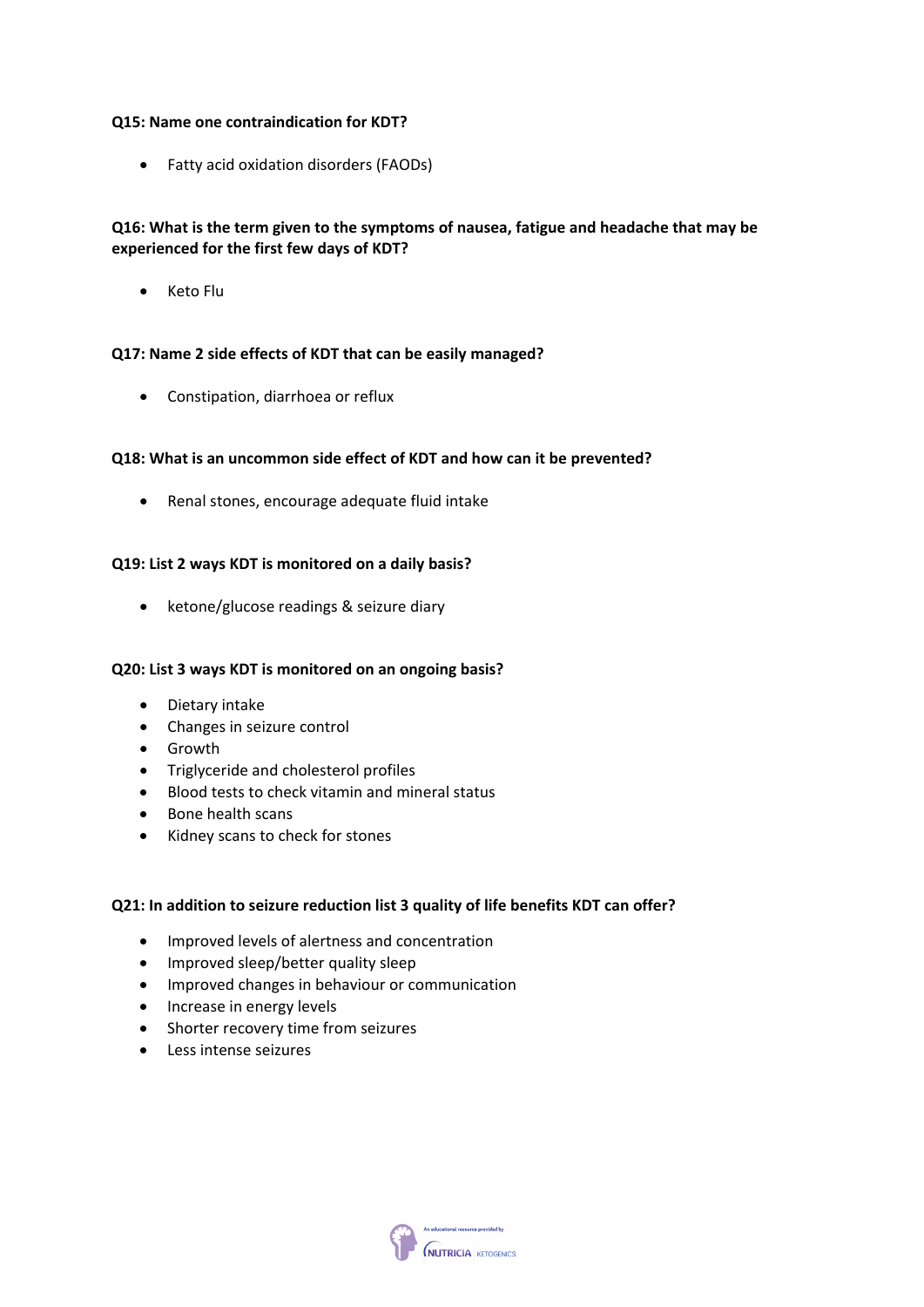**Q15: Name one contraindication for KDT?**

- Fatty acid oxidation disorders (FAODs)

**Q16: What is the term given to the symptoms of nausea, fatigue and headache that may be experienced for the first few days of KDT?**

- Keto Flu

**Q17: Name 2 side effects of KDT that can be easily managed?**

- Constipation, diarrhoea or reflux

**Q18: What is an uncommon side effect of KDT and how can it be prevented?**

- Renal stones, encourage adequate fluid intake

**Q19: List 2 ways KDT is monitored on a daily basis?**

- ketone/glucose readings & seizure diary

**Q20: List 3 ways KDT is monitored on an ongoing basis?**

- Dietary intake
- Changes in seizure control
- Growth
- Triglyceride and cholesterol profiles
- Blood tests to check vitamin and mineral status
- Bone health scans
- Kidney scans to check for stones

**Q21: In addition to seizure reduction list 3 quality of life benefits KDT can offer?**

- Improved levels of alertness and concentration
- Improved sleep/better quality sleep
- Improved changes in behaviour or communication
- Increase in energy levels
- Shorter recovery time from seizures
- Less intense seizures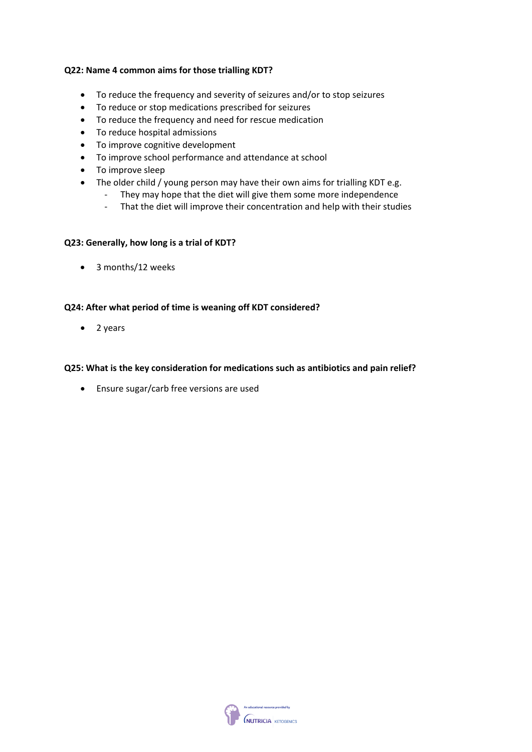**Q22: Name 4 common aims for those trialling KDT?**

- To reduce the frequency and severity of seizures and/or to stop seizures
- To reduce or stop medications prescribed for seizures
- To reduce the frequency and need for rescue medication
- To reduce hospital admissions
- To improve cognitive development
- To improve school performance and attendance at school
- To improve sleep
- The older child / young person may have their own aims for trialling KDT e.g.
    - They may hope that the diet will give them some more independence
    - That the diet will improve their concentration and help with their studies

**Q23: Generally, how long is a trial of KDT?**

- 3 months/12 weeks

**Q24: After what period of time is weaning off KDT considered?**

- 2 years

**Q25: What is the key consideration for medications such as antibiotics and pain relief?**

- Ensure sugar/carb free versions are used